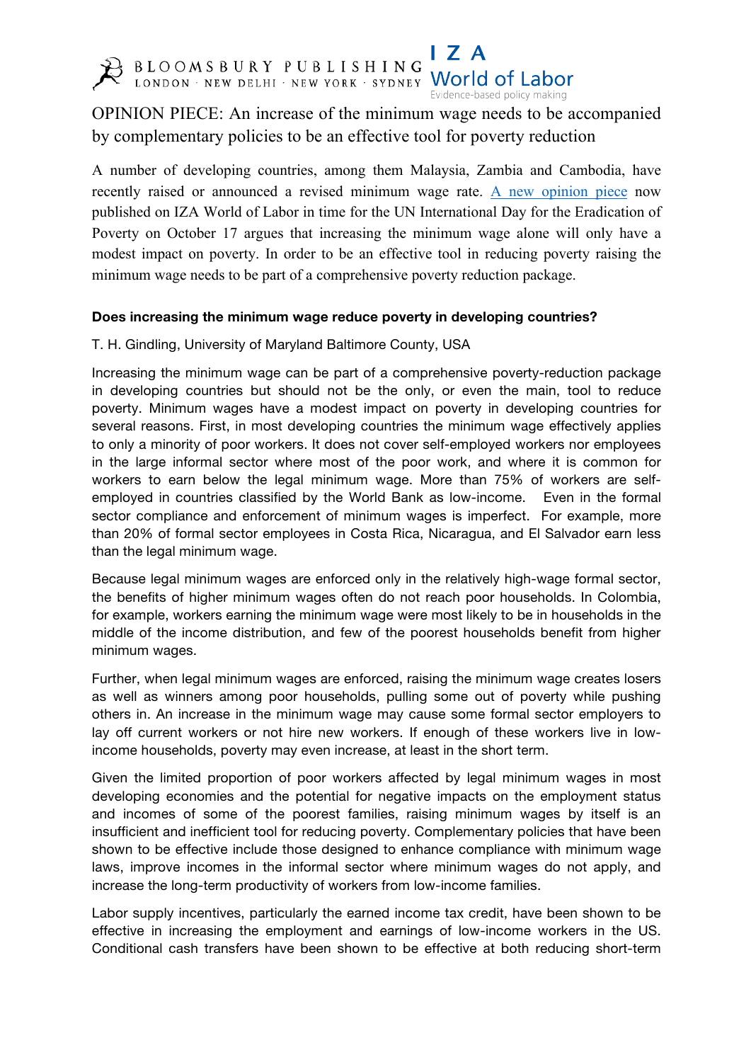BLOOMSBURY PUBLISHING
LONDON · NEW DELHI · NEW YORK · SYDNEY

IZA World of Labor
Evidence-based policy making

# OPINION PIECE: An increase of the minimum wage needs to be accompanied by complementary policies to be an effective tool for poverty reduction

A number of developing countries, among them Malaysia, Zambia and Cambodia, have recently raised or announced a revised minimum wage rate. A new opinion piece now published on IZA World of Labor in time for the UN International Day for the Eradication of Poverty on October 17 argues that increasing the minimum wage alone will only have a modest impact on poverty. In order to be an effective tool in reducing poverty raising the minimum wage needs to be part of a comprehensive poverty reduction package.

**Does increasing the minimum wage reduce poverty in developing countries?**

T. H. Gindling, University of Maryland Baltimore County, USA

Increasing the minimum wage can be part of a comprehensive poverty-reduction package in developing countries but should not be the only, or even the main, tool to reduce poverty. Minimum wages have a modest impact on poverty in developing countries for several reasons. First, in most developing countries the minimum wage effectively applies to only a minority of poor workers. It does not cover self-employed workers nor employees in the large informal sector where most of the poor work, and where it is common for workers to earn below the legal minimum wage. More than 75% of workers are self-employed in countries classified by the World Bank as low-income. Even in the formal sector compliance and enforcement of minimum wages is imperfect. For example, more than 20% of formal sector employees in Costa Rica, Nicaragua, and El Salvador earn less than the legal minimum wage.

Because legal minimum wages are enforced only in the relatively high-wage formal sector, the benefits of higher minimum wages often do not reach poor households. In Colombia, for example, workers earning the minimum wage were most likely to be in households in the middle of the income distribution, and few of the poorest households benefit from higher minimum wages.

Further, when legal minimum wages are enforced, raising the minimum wage creates losers as well as winners among poor households, pulling some out of poverty while pushing others in. An increase in the minimum wage may cause some formal sector employers to lay off current workers or not hire new workers. If enough of these workers live in low-income households, poverty may even increase, at least in the short term.

Given the limited proportion of poor workers affected by legal minimum wages in most developing economies and the potential for negative impacts on the employment status and incomes of some of the poorest families, raising minimum wages by itself is an insufficient and inefficient tool for reducing poverty. Complementary policies that have been shown to be effective include those designed to enhance compliance with minimum wage laws, improve incomes in the informal sector where minimum wages do not apply, and increase the long-term productivity of workers from low-income families.

Labor supply incentives, particularly the earned income tax credit, have been shown to be effective in increasing the employment and earnings of low-income workers in the US. Conditional cash transfers have been shown to be effective at both reducing short-term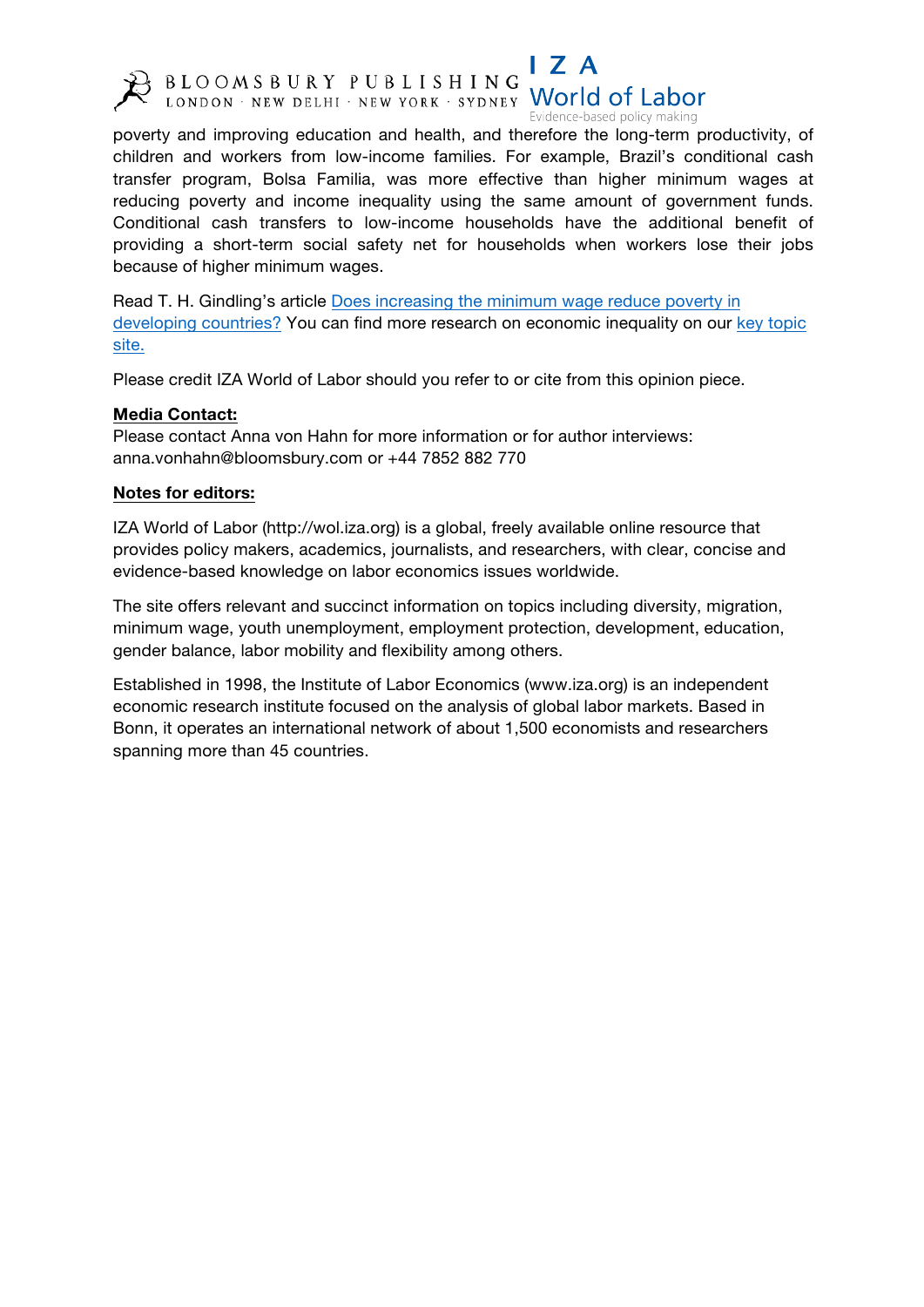poverty and improving education and health, and therefore the long-term productivity, of children and workers from low-income families. For example, Brazil's conditional cash transfer program, Bolsa Familia, was more effective than higher minimum wages at reducing poverty and income inequality using the same amount of government funds. Conditional cash transfers to low-income households have the additional benefit of providing a short-term social safety net for households when workers lose their jobs because of higher minimum wages.

Read T. H. Gindling's article Does increasing the minimum wage reduce poverty in developing countries? You can find more research on economic inequality on our key topic site.

Please credit IZA World of Labor should you refer to or cite from this opinion piece.

**Media Contact:**
Please contact Anna von Hahn for more information or for author interviews: anna.vonhahn@bloomsbury.com or +44 7852 882 770

**Notes for editors:**

IZA World of Labor (http://wol.iza.org) is a global, freely available online resource that provides policy makers, academics, journalists, and researchers, with clear, concise and evidence-based knowledge on labor economics issues worldwide.

The site offers relevant and succinct information on topics including diversity, migration, minimum wage, youth unemployment, employment protection, development, education, gender balance, labor mobility and flexibility among others.

Established in 1998, the Institute of Labor Economics (www.iza.org) is an independent economic research institute focused on the analysis of global labor markets. Based in Bonn, it operates an international network of about 1,500 economists and researchers spanning more than 45 countries.